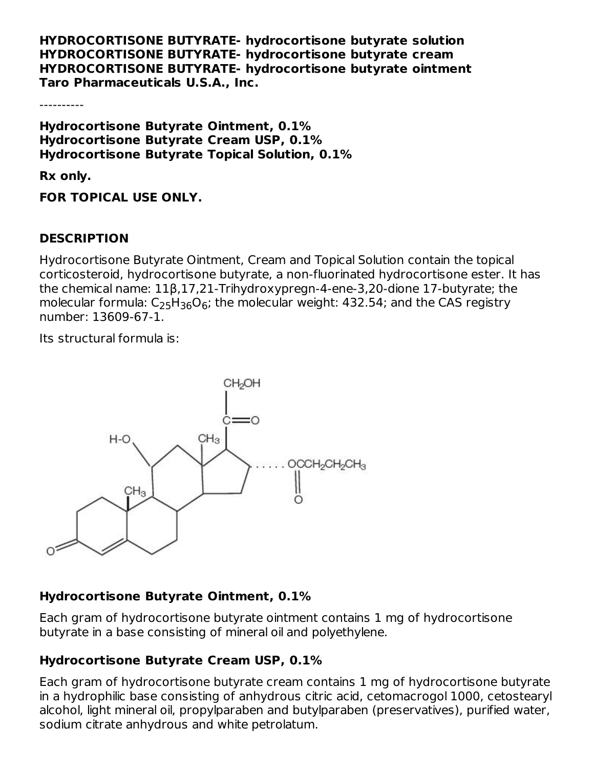**HYDROCORTISONE BUTYRATE- hydrocortisone butyrate solution**
**HYDROCORTISONE BUTYRATE- hydrocortisone butyrate cream**
**HYDROCORTISONE BUTYRATE- hydrocortisone butyrate ointment**
**Taro Pharmaceuticals U.S.A., Inc.**

----------

**Hydrocortisone Butyrate Ointment, 0.1%**
**Hydrocortisone Butyrate Cream USP, 0.1%**
**Hydrocortisone Butyrate Topical Solution, 0.1%**

**Rx only.**

**FOR TOPICAL USE ONLY.**

## DESCRIPTION

Hydrocortisone Butyrate Ointment, Cream and Topical Solution contain the topical corticosteroid, hydrocortisone butyrate, a non-fluorinated hydrocortisone ester. It has the chemical name: 11β,17,21-Trihydroxypregn-4-ene-3,20-dione 17-butyrate; the molecular formula: $C_{25}H_{36}O_6$; the molecular weight: 432.54; and the CAS registry number: 13609-67-1.

Its structural formula is:

### Hydrocortisone Butyrate Ointment, 0.1%

Each gram of hydrocortisone butyrate ointment contains 1 mg of hydrocortisone butyrate in a base consisting of mineral oil and polyethylene.

### Hydrocortisone Butyrate Cream USP, 0.1%

Each gram of hydrocortisone butyrate cream contains 1 mg of hydrocortisone butyrate in a hydrophilic base consisting of anhydrous citric acid, cetomacrogol 1000, cetostearyl alcohol, light mineral oil, propylparaben and butylparaben (preservatives), purified water, sodium citrate anhydrous and white petrolatum.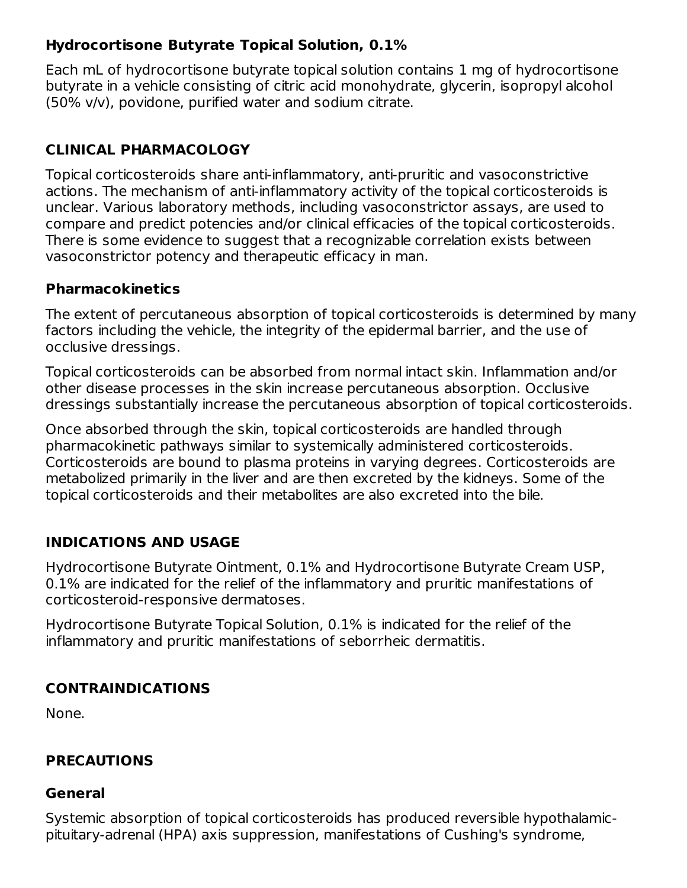**Hydrocortisone Butyrate Topical Solution, 0.1%**

Each mL of hydrocortisone butyrate topical solution contains 1 mg of hydrocortisone butyrate in a vehicle consisting of citric acid monohydrate, glycerin, isopropyl alcohol (50% v/v), povidone, purified water and sodium citrate.

## CLINICAL PHARMACOLOGY

Topical corticosteroids share anti-inflammatory, anti-pruritic and vasoconstrictive actions. The mechanism of anti-inflammatory activity of the topical corticosteroids is unclear. Various laboratory methods, including vasoconstrictor assays, are used to compare and predict potencies and/or clinical efficacies of the topical corticosteroids. There is some evidence to suggest that a recognizable correlation exists between vasoconstrictor potency and therapeutic efficacy in man.

### Pharmacokinetics

The extent of percutaneous absorption of topical corticosteroids is determined by many factors including the vehicle, the integrity of the epidermal barrier, and the use of occlusive dressings.

Topical corticosteroids can be absorbed from normal intact skin. Inflammation and/or other disease processes in the skin increase percutaneous absorption. Occlusive dressings substantially increase the percutaneous absorption of topical corticosteroids.

Once absorbed through the skin, topical corticosteroids are handled through pharmacokinetic pathways similar to systemically administered corticosteroids. Corticosteroids are bound to plasma proteins in varying degrees. Corticosteroids are metabolized primarily in the liver and are then excreted by the kidneys. Some of the topical corticosteroids and their metabolites are also excreted into the bile.

## INDICATIONS AND USAGE

Hydrocortisone Butyrate Ointment, 0.1% and Hydrocortisone Butyrate Cream USP, 0.1% are indicated for the relief of the inflammatory and pruritic manifestations of corticosteroid-responsive dermatoses.

Hydrocortisone Butyrate Topical Solution, 0.1% is indicated for the relief of the inflammatory and pruritic manifestations of seborrheic dermatitis.

## CONTRAINDICATIONS

None.

## PRECAUTIONS

### General

Systemic absorption of topical corticosteroids has produced reversible hypothalamic-pituitary-adrenal (HPA) axis suppression, manifestations of Cushing's syndrome,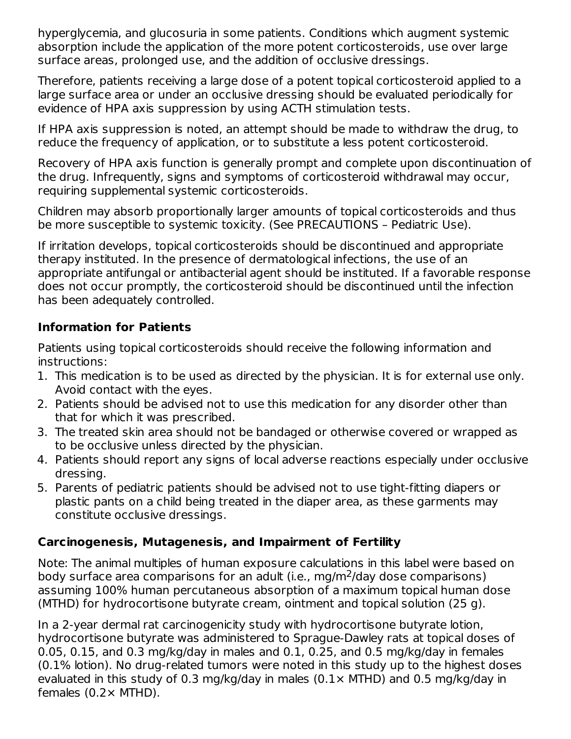hyperglycemia, and glucosuria in some patients. Conditions which augment systemic absorption include the application of the more potent corticosteroids, use over large surface areas, prolonged use, and the addition of occlusive dressings.

Therefore, patients receiving a large dose of a potent topical corticosteroid applied to a large surface area or under an occlusive dressing should be evaluated periodically for evidence of HPA axis suppression by using ACTH stimulation tests.

If HPA axis suppression is noted, an attempt should be made to withdraw the drug, to reduce the frequency of application, or to substitute a less potent corticosteroid.

Recovery of HPA axis function is generally prompt and complete upon discontinuation of the drug. Infrequently, signs and symptoms of corticosteroid withdrawal may occur, requiring supplemental systemic corticosteroids.

Children may absorb proportionally larger amounts of topical corticosteroids and thus be more susceptible to systemic toxicity. (See PRECAUTIONS – Pediatric Use).

If irritation develops, topical corticosteroids should be discontinued and appropriate therapy instituted. In the presence of dermatological infections, the use of an appropriate antifungal or antibacterial agent should be instituted. If a favorable response does not occur promptly, the corticosteroid should be discontinued until the infection has been adequately controlled.

### Information for Patients

Patients using topical corticosteroids should receive the following information and instructions:

1. This medication is to be used as directed by the physician. It is for external use only. Avoid contact with the eyes.
2. Patients should be advised not to use this medication for any disorder other than that for which it was prescribed.
3. The treated skin area should not be bandaged or otherwise covered or wrapped as to be occlusive unless directed by the physician.
4. Patients should report any signs of local adverse reactions especially under occlusive dressing.
5. Parents of pediatric patients should be advised not to use tight-fitting diapers or plastic pants on a child being treated in the diaper area, as these garments may constitute occlusive dressings.

### Carcinogenesis, Mutagenesis, and Impairment of Fertility

Note: The animal multiples of human exposure calculations in this label were based on body surface area comparisons for an adult (i.e., mg/$m^2$/day dose comparisons) assuming 100% human percutaneous absorption of a maximum topical human dose (MTHD) for hydrocortisone butyrate cream, ointment and topical solution (25 g).

In a 2-year dermal rat carcinogenicity study with hydrocortisone butyrate lotion, hydrocortisone butyrate was administered to Sprague-Dawley rats at topical doses of 0.05, 0.15, and 0.3 mg/kg/day in males and 0.1, 0.25, and 0.5 mg/kg/day in females (0.1% lotion). No drug-related tumors were noted in this study up to the highest doses evaluated in this study of 0.3 mg/kg/day in males (0.1× MTHD) and 0.5 mg/kg/day in females (0.2× MTHD).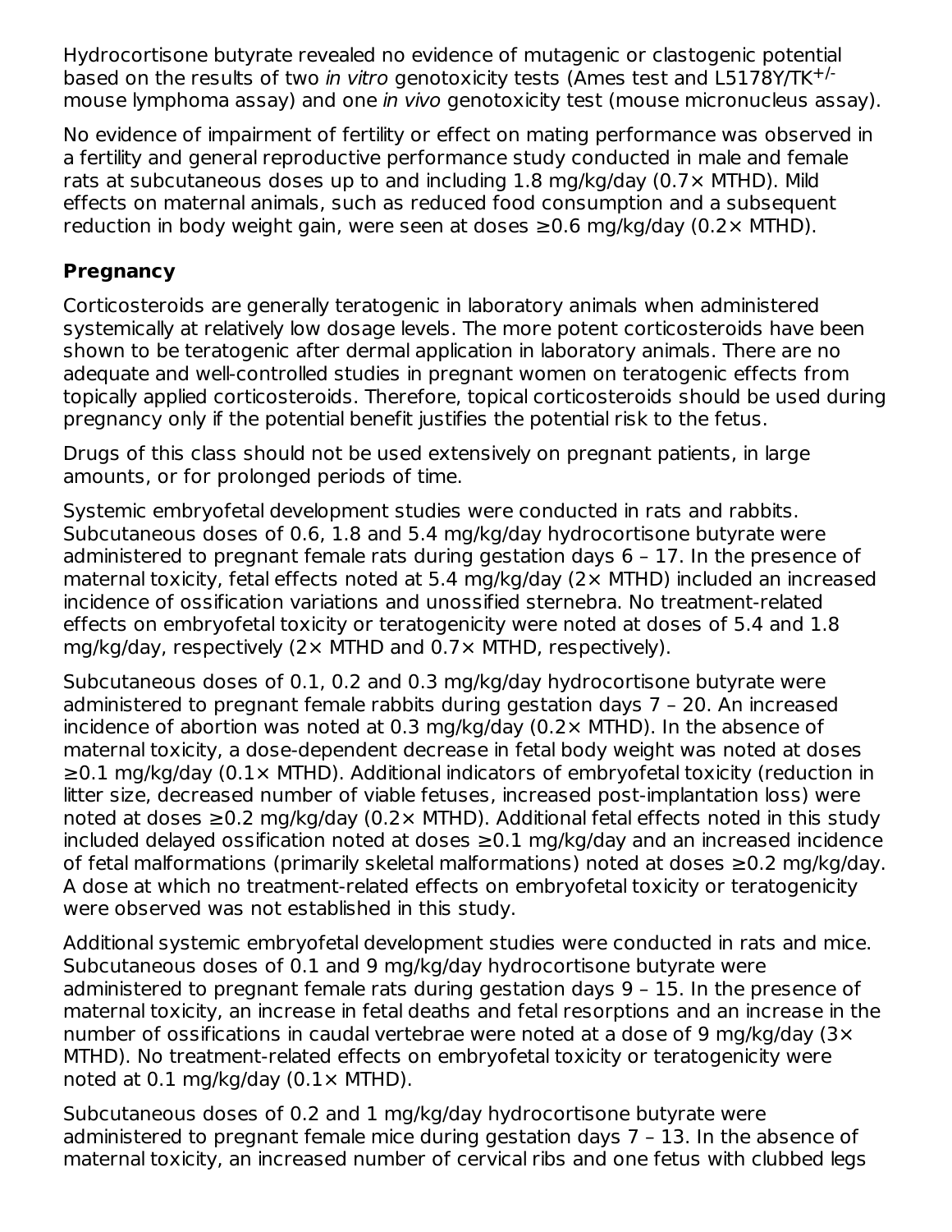Hydrocortisone butyrate revealed no evidence of mutagenic or clastogenic potential based on the results of two *in vitro* genotoxicity tests (Ames test and L5178Y/TK$^{+/-}$ mouse lymphoma assay) and one *in vivo* genotoxicity test (mouse micronucleus assay).

No evidence of impairment of fertility or effect on mating performance was observed in a fertility and general reproductive performance study conducted in male and female rats at subcutaneous doses up to and including 1.8 mg/kg/day (0.7× MTHD). Mild effects on maternal animals, such as reduced food consumption and a subsequent reduction in body weight gain, were seen at doses ≥0.6 mg/kg/day (0.2× MTHD).

**Pregnancy**

Corticosteroids are generally teratogenic in laboratory animals when administered systemically at relatively low dosage levels. The more potent corticosteroids have been shown to be teratogenic after dermal application in laboratory animals. There are no adequate and well-controlled studies in pregnant women on teratogenic effects from topically applied corticosteroids. Therefore, topical corticosteroids should be used during pregnancy only if the potential benefit justifies the potential risk to the fetus.

Drugs of this class should not be used extensively on pregnant patients, in large amounts, or for prolonged periods of time.

Systemic embryofetal development studies were conducted in rats and rabbits. Subcutaneous doses of 0.6, 1.8 and 5.4 mg/kg/day hydrocortisone butyrate were administered to pregnant female rats during gestation days 6 – 17. In the presence of maternal toxicity, fetal effects noted at 5.4 mg/kg/day (2× MTHD) included an increased incidence of ossification variations and unossified sternebra. No treatment-related effects on embryofetal toxicity or teratogenicity were noted at doses of 5.4 and 1.8 mg/kg/day, respectively (2× MTHD and 0.7× MTHD, respectively).

Subcutaneous doses of 0.1, 0.2 and 0.3 mg/kg/day hydrocortisone butyrate were administered to pregnant female rabbits during gestation days 7 – 20. An increased incidence of abortion was noted at 0.3 mg/kg/day (0.2× MTHD). In the absence of maternal toxicity, a dose-dependent decrease in fetal body weight was noted at doses ≥0.1 mg/kg/day (0.1× MTHD). Additional indicators of embryofetal toxicity (reduction in litter size, decreased number of viable fetuses, increased post-implantation loss) were noted at doses ≥0.2 mg/kg/day (0.2× MTHD). Additional fetal effects noted in this study included delayed ossification noted at doses ≥0.1 mg/kg/day and an increased incidence of fetal malformations (primarily skeletal malformations) noted at doses ≥0.2 mg/kg/day. A dose at which no treatment-related effects on embryofetal toxicity or teratogenicity were observed was not established in this study.

Additional systemic embryofetal development studies were conducted in rats and mice. Subcutaneous doses of 0.1 and 9 mg/kg/day hydrocortisone butyrate were administered to pregnant female rats during gestation days 9 – 15. In the presence of maternal toxicity, an increase in fetal deaths and fetal resorptions and an increase in the number of ossifications in caudal vertebrae were noted at a dose of 9 mg/kg/day (3× MTHD). No treatment-related effects on embryofetal toxicity or teratogenicity were noted at 0.1 mg/kg/day (0.1× MTHD).

Subcutaneous doses of 0.2 and 1 mg/kg/day hydrocortisone butyrate were administered to pregnant female mice during gestation days 7 – 13. In the absence of maternal toxicity, an increased number of cervical ribs and one fetus with clubbed legs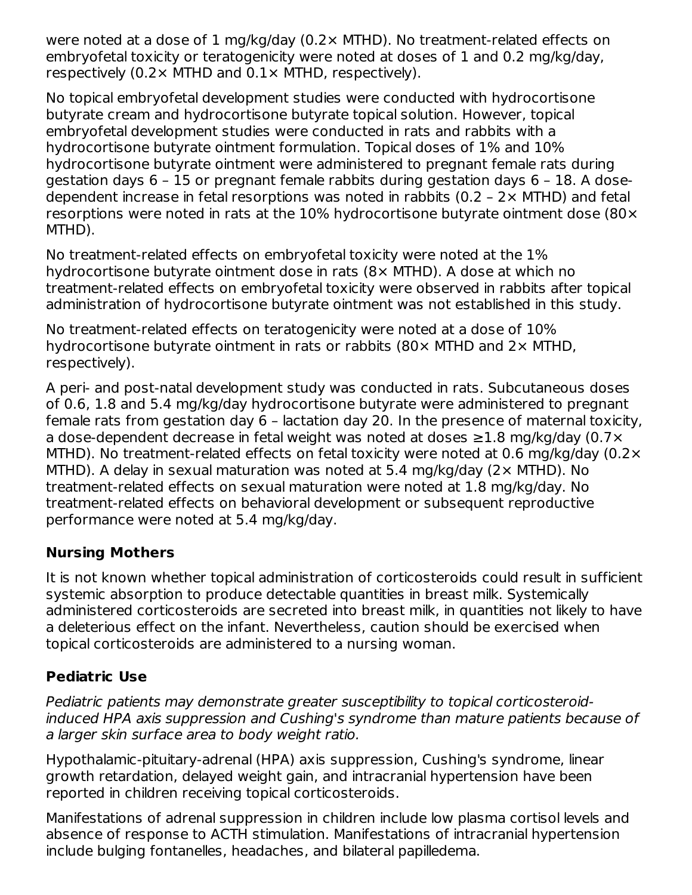were noted at a dose of 1 mg/kg/day (0.2× MTHD). No treatment-related effects on embryofetal toxicity or teratogenicity were noted at doses of 1 and 0.2 mg/kg/day, respectively (0.2× MTHD and 0.1× MTHD, respectively).

No topical embryofetal development studies were conducted with hydrocortisone butyrate cream and hydrocortisone butyrate topical solution. However, topical embryofetal development studies were conducted in rats and rabbits with a hydrocortisone butyrate ointment formulation. Topical doses of 1% and 10% hydrocortisone butyrate ointment were administered to pregnant female rats during gestation days 6 – 15 or pregnant female rabbits during gestation days 6 – 18. A dose-dependent increase in fetal resorptions was noted in rabbits (0.2 – 2× MTHD) and fetal resorptions were noted in rats at the 10% hydrocortisone butyrate ointment dose (80× MTHD).

No treatment-related effects on embryofetal toxicity were noted at the 1% hydrocortisone butyrate ointment dose in rats (8× MTHD). A dose at which no treatment-related effects on embryofetal toxicity were observed in rabbits after topical administration of hydrocortisone butyrate ointment was not established in this study.

No treatment-related effects on teratogenicity were noted at a dose of 10% hydrocortisone butyrate ointment in rats or rabbits (80× MTHD and 2× MTHD, respectively).

A peri- and post-natal development study was conducted in rats. Subcutaneous doses of 0.6, 1.8 and 5.4 mg/kg/day hydrocortisone butyrate were administered to pregnant female rats from gestation day 6 – lactation day 20. In the presence of maternal toxicity, a dose-dependent decrease in fetal weight was noted at doses ≥1.8 mg/kg/day (0.7× MTHD). No treatment-related effects on fetal toxicity were noted at 0.6 mg/kg/day (0.2× MTHD). A delay in sexual maturation was noted at 5.4 mg/kg/day (2× MTHD). No treatment-related effects on sexual maturation were noted at 1.8 mg/kg/day. No treatment-related effects on behavioral development or subsequent reproductive performance were noted at 5.4 mg/kg/day.

### Nursing Mothers

It is not known whether topical administration of corticosteroids could result in sufficient systemic absorption to produce detectable quantities in breast milk. Systemically administered corticosteroids are secreted into breast milk, in quantities not likely to have a deleterious effect on the infant. Nevertheless, caution should be exercised when topical corticosteroids are administered to a nursing woman.

### Pediatric Use

*Pediatric patients may demonstrate greater susceptibility to topical corticosteroid-induced HPA axis suppression and Cushing's syndrome than mature patients because of a larger skin surface area to body weight ratio.*

Hypothalamic-pituitary-adrenal (HPA) axis suppression, Cushing's syndrome, linear growth retardation, delayed weight gain, and intracranial hypertension have been reported in children receiving topical corticosteroids.

Manifestations of adrenal suppression in children include low plasma cortisol levels and absence of response to ACTH stimulation. Manifestations of intracranial hypertension include bulging fontanelles, headaches, and bilateral papilledema.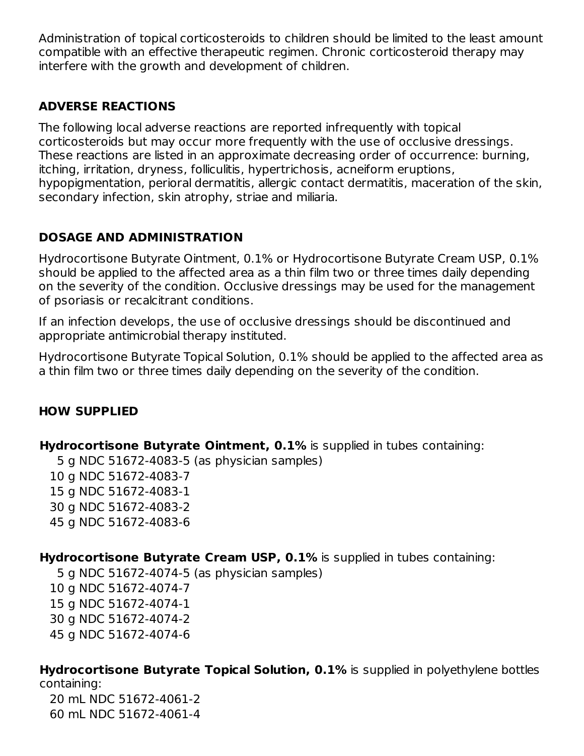Administration of topical corticosteroids to children should be limited to the least amount compatible with an effective therapeutic regimen. Chronic corticosteroid therapy may interfere with the growth and development of children.

## ADVERSE REACTIONS

The following local adverse reactions are reported infrequently with topical corticosteroids but may occur more frequently with the use of occlusive dressings. These reactions are listed in an approximate decreasing order of occurrence: burning, itching, irritation, dryness, folliculitis, hypertrichosis, acneiform eruptions, hypopigmentation, perioral dermatitis, allergic contact dermatitis, maceration of the skin, secondary infection, skin atrophy, striae and miliaria.

## DOSAGE AND ADMINISTRATION

Hydrocortisone Butyrate Ointment, 0.1% or Hydrocortisone Butyrate Cream USP, 0.1% should be applied to the affected area as a thin film two or three times daily depending on the severity of the condition. Occlusive dressings may be used for the management of psoriasis or recalcitrant conditions.

If an infection develops, the use of occlusive dressings should be discontinued and appropriate antimicrobial therapy instituted.

Hydrocortisone Butyrate Topical Solution, 0.1% should be applied to the affected area as a thin film two or three times daily depending on the severity of the condition.

## HOW SUPPLIED

**Hydrocortisone Butyrate Ointment, 0.1%** is supplied in tubes containing:

5 g NDC 51672-4083-5 (as physician samples)
10 g NDC 51672-4083-7
15 g NDC 51672-4083-1
30 g NDC 51672-4083-2
45 g NDC 51672-4083-6

**Hydrocortisone Butyrate Cream USP, 0.1%** is supplied in tubes containing:

5 g NDC 51672-4074-5 (as physician samples)
10 g NDC 51672-4074-7
15 g NDC 51672-4074-1
30 g NDC 51672-4074-2
45 g NDC 51672-4074-6

**Hydrocortisone Butyrate Topical Solution, 0.1%** is supplied in polyethylene bottles containing:

20 mL NDC 51672-4061-2
60 mL NDC 51672-4061-4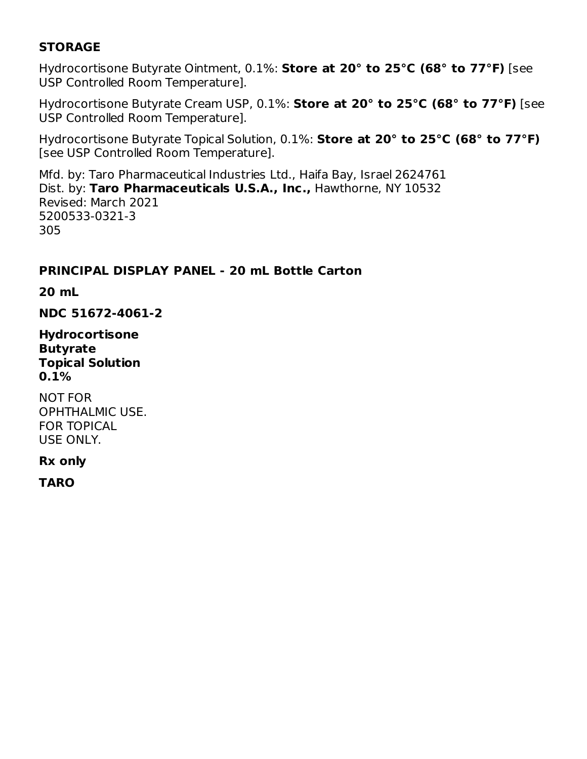## STORAGE

Hydrocortisone Butyrate Ointment, 0.1%: **Store at 20° to 25°C (68° to 77°F)** [see USP Controlled Room Temperature].

Hydrocortisone Butyrate Cream USP, 0.1%: **Store at 20° to 25°C (68° to 77°F)** [see USP Controlled Room Temperature].

Hydrocortisone Butyrate Topical Solution, 0.1%: **Store at 20° to 25°C (68° to 77°F)** [see USP Controlled Room Temperature].

Mfd. by: Taro Pharmaceutical Industries Ltd., Haifa Bay, Israel 2624761
Dist. by: **Taro Pharmaceuticals U.S.A., Inc.,** Hawthorne, NY 10532
Revised: March 2021
5200533-0321-3
305

## PRINCIPAL DISPLAY PANEL - 20 mL Bottle Carton

**20 mL**

**NDC 51672-4061-2**

**Hydrocortisone Butyrate Topical Solution 0.1%**

NOT FOR OPHTHALMIC USE. FOR TOPICAL USE ONLY.

**Rx only**

**TARO**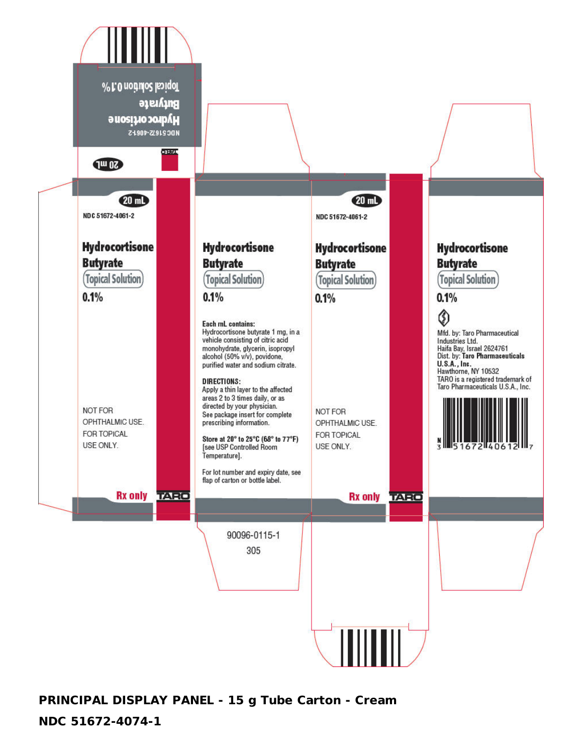NDC 51672-4061-2

Hydrocortisone Butyrate

Topical Solution 0.1%

20 mL

20 mL

NDC 51672-4061-2

**Hydrocortisone Butyrate**

**Topical Solution**

**0.1%**

NOT FOR OPHTHALMIC USE.
FOR TOPICAL USE ONLY.

**Rx only**

TARO

**Hydrocortisone Butyrate**

**Topical Solution**

**0.1%**

**Each mL contains:**
Hydrocortisone butyrate 1 mg, in a vehicle consisting of citric acid monohydrate, glycerin, isopropyl alcohol (50% v/v), povidone, purified water and sodium citrate.

**DIRECTIONS:**
Apply a thin layer to the affected areas 2 to 3 times daily, or as directed by your physician.
See package insert for complete prescribing information.

**Store at 20° to 25°C (68° to 77°F)** [see USP Controlled Room Temperature].

For lot number and expiry date, see flap of carton or bottle label.

90096-0115-1
305

20 mL

NDC 51672-4061-2

**Hydrocortisone Butyrate**

**Topical Solution**

**0.1%**

NOT FOR OPHTHALMIC USE.
FOR TOPICAL USE ONLY.

**Rx only**

TARO

**Hydrocortisone Butyrate**

**Topical Solution**

**0.1%**

Mfd. by: Taro Pharmaceutical Industries Ltd.
Haifa Bay, Israel 2624761
Dist. by: **Taro Pharmaceuticals U.S.A., Inc.**
Hawthorne, NY 10532
TARO is a registered trademark of Taro Pharmaceuticals U.S.A., Inc.

N 3 51672 40612 7

**PRINCIPAL DISPLAY PANEL - 15 g Tube Carton - Cream**

**NDC 51672-4074-1**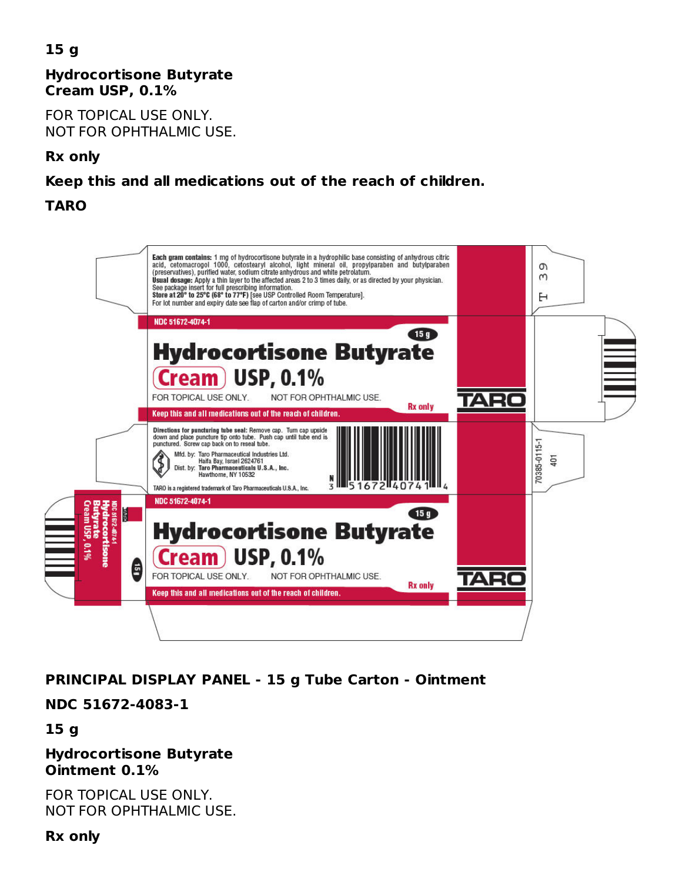**15 g**

**Hydrocortisone Butyrate Cream USP, 0.1%**

FOR TOPICAL USE ONLY.
NOT FOR OPHTHALMIC USE.

**Rx only**

**Keep this and all medications out of the reach of children.**

**TARO**

**Each gram contains:** 1 mg of hydrocortisone butyrate in a hydrophilic base consisting of anhydrous citric acid, cetomacrogol 1000, cetostearyl alcohol, light mineral oil, propylparaben and butylparaben (preservatives), purified water, sodium citrate anhydrous and white petrolatum.
**Usual dosage:** Apply a thin layer to the affected areas 2 to 3 times daily, or as directed by your physician. See package insert for full prescribing information.
**Store at 20° to 25°C (68° to 77°F)** [see USP Controlled Room Temperature].
For lot number and expiry date see flap of carton and/or crimp of tube.

NDC 51672-4074-1

15 g

**Hydrocortisone Butyrate Cream USP, 0.1%**

FOR TOPICAL USE ONLY. NOT FOR OPHTHALMIC USE.

Rx only

Keep this and all medications out of the reach of children.

TARO

**Directions for puncturing tube seal:** Remove cap. Turn cap upside down and place puncture tip onto tube. Push cap until tube end is punctured. Screw cap back on to reseal tube.

Mfd. by: Taro Pharmaceutical Industries Ltd.
Haifa Bay, Israel 2624761
Dist. by: **Taro Pharmaceuticals U.S.A., Inc.**
Hawthorne, NY 10532

TARO is a registered trademark of Taro Pharmaceuticals U.S.A., Inc.

N 3 51672 40741 4

70385-0115-1
401

T 39

NDC 51672-4074-1

15 g

**Hydrocortisone Butyrate Cream USP, 0.1%**

FOR TOPICAL USE ONLY. NOT FOR OPHTHALMIC USE.

Rx only

Keep this and all medications out of the reach of children.

TARO

NDC 51672-4074-1 Hydrocortisone Butyrate Cream USP, 0.1% 15 g

**PRINCIPAL DISPLAY PANEL - 15 g Tube Carton - Ointment**

**NDC 51672-4083-1**

**15 g**

**Hydrocortisone Butyrate Ointment 0.1%**

FOR TOPICAL USE ONLY.
NOT FOR OPHTHALMIC USE.

**Rx only**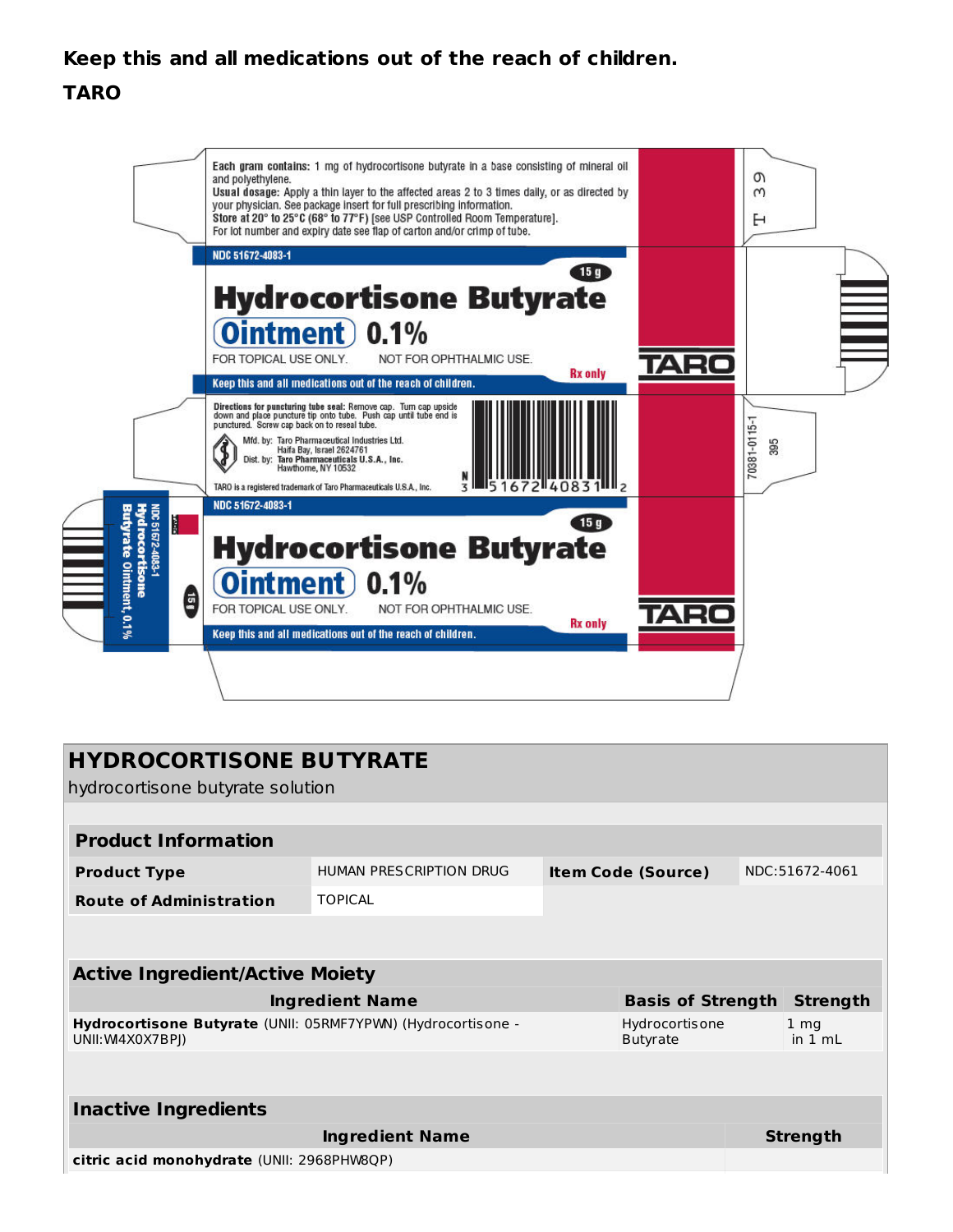**Keep this and all medications out of the reach of children.**

**TARO**

**Each gram contains:** 1 mg of hydrocortisone butyrate in a base consisting of mineral oil and polyethylene.

**Usual dosage:** Apply a thin layer to the affected areas 2 to 3 times daily, or as directed by your physician. See package insert for full prescribing information.

**Store at** 20° to 25°C (68° to 77°F) [see USP Controlled Room Temperature].

For lot number and expiry date see flap of carton and/or crimp of tube.

NDC 51672-4083-1

15 g

# Hydrocortisone Butyrate Ointment 0.1%

FOR TOPICAL USE ONLY. NOT FOR OPHTHALMIC USE.

Rx only

Keep this and all medications out of the reach of children.

TARO

**Directions for puncturing tube seal:** Remove cap. Turn cap upside down and place puncture tip onto tube. Push cap until tube end is punctured. Screw cap back on to reseal tube.

Mfd. by: Taro Pharmaceutical Industries Ltd.
Haifa Bay, Israel 2624761

Dist. by: **Taro Pharmaceuticals U.S.A., Inc.**
Hawthorne, NY 10532

TARO is a registered trademark of Taro Pharmaceuticals U.S.A., Inc.

N 3 51672 40831 2

T 39

70381-0115-1

395

NDC 51672-4083-1

15 g

# Hydrocortisone Butyrate Ointment 0.1%

FOR TOPICAL USE ONLY. NOT FOR OPHTHALMIC USE.

Rx only

Keep this and all medications out of the reach of children.

TARO

NDC 51672-4083-1 Hydrocortisone Butyrate Ointment, 0.1%

15 g

## HYDROCORTISONE BUTYRATE

hydrocortisone butyrate solution

| **Product Information** | | | |
|---|---|---|---|
| **Product Type** | HUMAN PRESCRIPTION DRUG | **Item Code (Source)** | NDC:51672-4061 |
| **Route of Administration** | TOPICAL | | |

| **Active Ingredient/Active Moiety** | | |
|---|---|---|
| **Ingredient Name** | **Basis of Strength** | **Strength** |
| **Hydrocortisone Butyrate** (UNII: 05RMF7YPWN) (Hydrocortisone - UNII:WI4X0X7BPJ) | Hydrocortisone Butyrate | 1 mg in 1 mL |

| **Inactive Ingredients** | |
|---|---|
| **Ingredient Name** | **Strength** |
| **citric acid monohydrate** (UNII: 2968PHW8QP) | |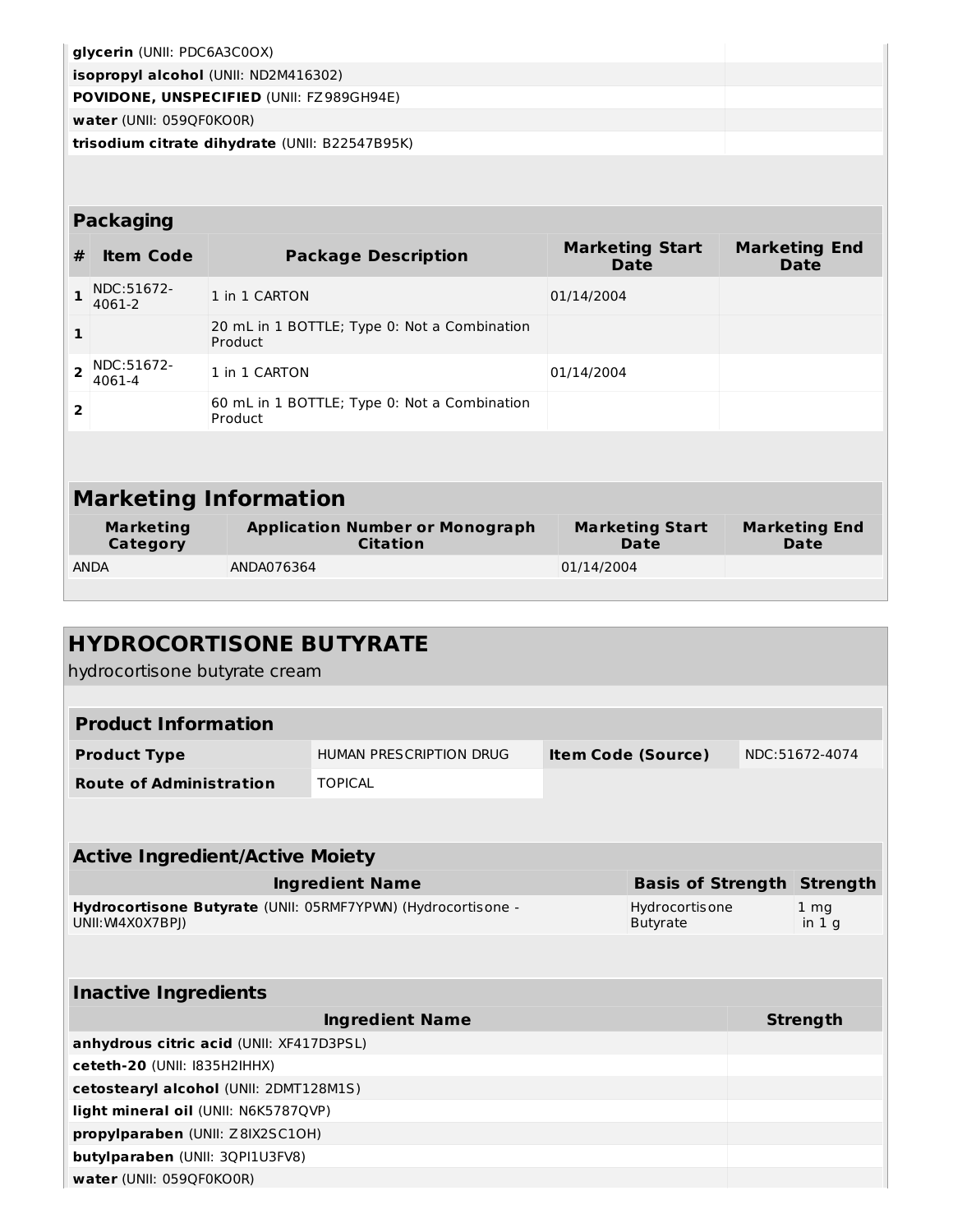| Ingredient Name | Strength |
|---|---|
| **glycerin** (UNII: PDC6A3C0OX) | |
| **isopropyl alcohol** (UNII: ND2M416302) | |
| **POVIDONE, UNSPECIFIED** (UNII: FZ989GH94E) | |
| **water** (UNII: 059QF0KO0R) | |
| **trisodium citrate dihydrate** (UNII: B22547B95K) | |

## Packaging

| # | Item Code | Package Description | Marketing Start Date | Marketing End Date |
|---|---|---|---|---|
| 1 | NDC:51672-4061-2 | 1 in 1 CARTON | 01/14/2004 | |
| 1 | | 20 mL in 1 BOTTLE; Type 0: Not a Combination Product | | |
| 2 | NDC:51672-4061-4 | 1 in 1 CARTON | 01/14/2004 | |
| 2 | | 60 mL in 1 BOTTLE; Type 0: Not a Combination Product | | |

## Marketing Information

| Marketing Category | Application Number or Monograph Citation | Marketing Start Date | Marketing End Date |
|---|---|---|---|
| ANDA | ANDA076364 | 01/14/2004 | |

# HYDROCORTISONE BUTYRATE

hydrocortisone butyrate cream

## Product Information

| | | | |
|---|---|---|---|
| **Product Type** | HUMAN PRESCRIPTION DRUG | **Item Code (Source)** | NDC:51672-4074 |
| **Route of Administration** | TOPICAL | | |

## Active Ingredient/Active Moiety

| Ingredient Name | Basis of Strength | Strength |
|---|---|---|
| **Hydrocortisone Butyrate** (UNII: 05RMF7YPWN) (Hydrocortisone - UNII:WI4X0X7BPJ) | Hydrocortisone Butyrate | 1 mg in 1 g |

## Inactive Ingredients

| Ingredient Name | Strength |
|---|---|
| **anhydrous citric acid** (UNII: XF417D3PSL) | |
| **ceteth-20** (UNII: I835H2IHHX) | |
| **cetostearyl alcohol** (UNII: 2DMT128M1S) | |
| **light mineral oil** (UNII: N6K5787QVP) | |
| **propylparaben** (UNII: Z8IX2SC1OH) | |
| **butylparaben** (UNII: 3QPI1U3FV8) | |
| **water** (UNII: 059QF0KO0R) | |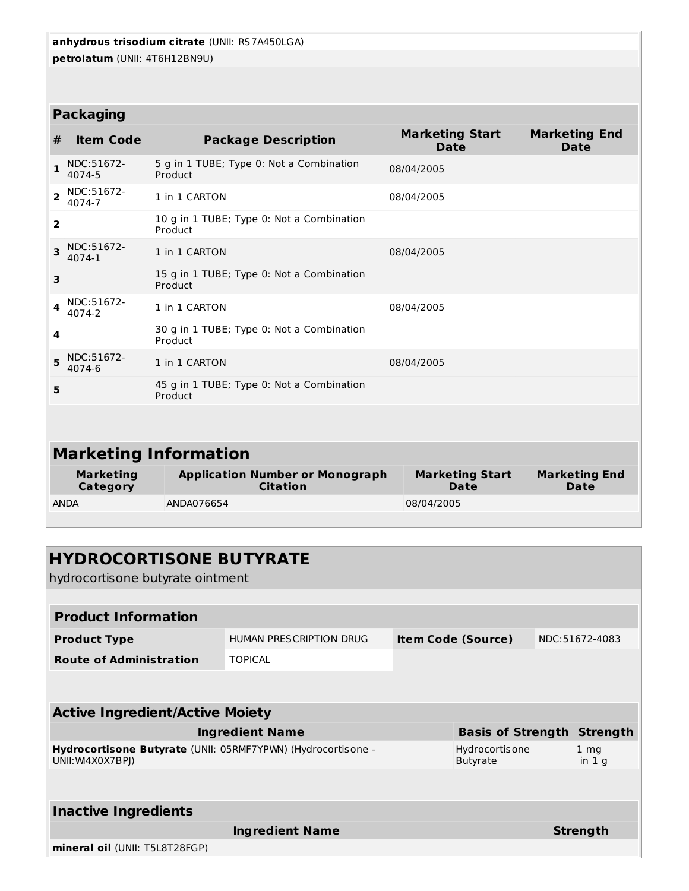| | |
|---|---|
| **anhydrous trisodium citrate** (UNII: RS7A450LGA) | |
| **petrolatum** (UNII: 4T6H12BN9U) | |

### Packaging

| # | Item Code | Package Description | Marketing Start Date | Marketing End Date |
|---|---|---|---|---|
| 1 | NDC:51672-4074-5 | 5 g in 1 TUBE; Type 0: Not a Combination Product | 08/04/2005 | |
| 2 | NDC:51672-4074-7 | 1 in 1 CARTON | 08/04/2005 | |
| 2 | | 10 g in 1 TUBE; Type 0: Not a Combination Product | | |
| 3 | NDC:51672-4074-1 | 1 in 1 CARTON | 08/04/2005 | |
| 3 | | 15 g in 1 TUBE; Type 0: Not a Combination Product | | |
| 4 | NDC:51672-4074-2 | 1 in 1 CARTON | 08/04/2005 | |
| 4 | | 30 g in 1 TUBE; Type 0: Not a Combination Product | | |
| 5 | NDC:51672-4074-6 | 1 in 1 CARTON | 08/04/2005 | |
| 5 | | 45 g in 1 TUBE; Type 0: Not a Combination Product | | |

## Marketing Information

| Marketing Category | Application Number or Monograph Citation | Marketing Start Date | Marketing End Date |
|---|---|---|---|
| ANDA | ANDA076654 | 08/04/2005 | |

# HYDROCORTISONE BUTYRATE

hydrocortisone butyrate ointment

### Product Information

| | | | |
|---|---|---|---|
| **Product Type** | HUMAN PRESCRIPTION DRUG | **Item Code (Source)** | NDC:51672-4083 |
| **Route of Administration** | TOPICAL | | |

### Active Ingredient/Active Moiety

| Ingredient Name | Basis of Strength | Strength |
|---|---|---|
| **Hydrocortisone Butyrate** (UNII: 05RMF7YPWN) (Hydrocortisone - UNII:WI4X0X7BPJ) | Hydrocortisone Butyrate | 1 mg in 1 g |

### Inactive Ingredients

| Ingredient Name | Strength |
|---|---|
| **mineral oil** (UNII: T5L8T28FGP) | |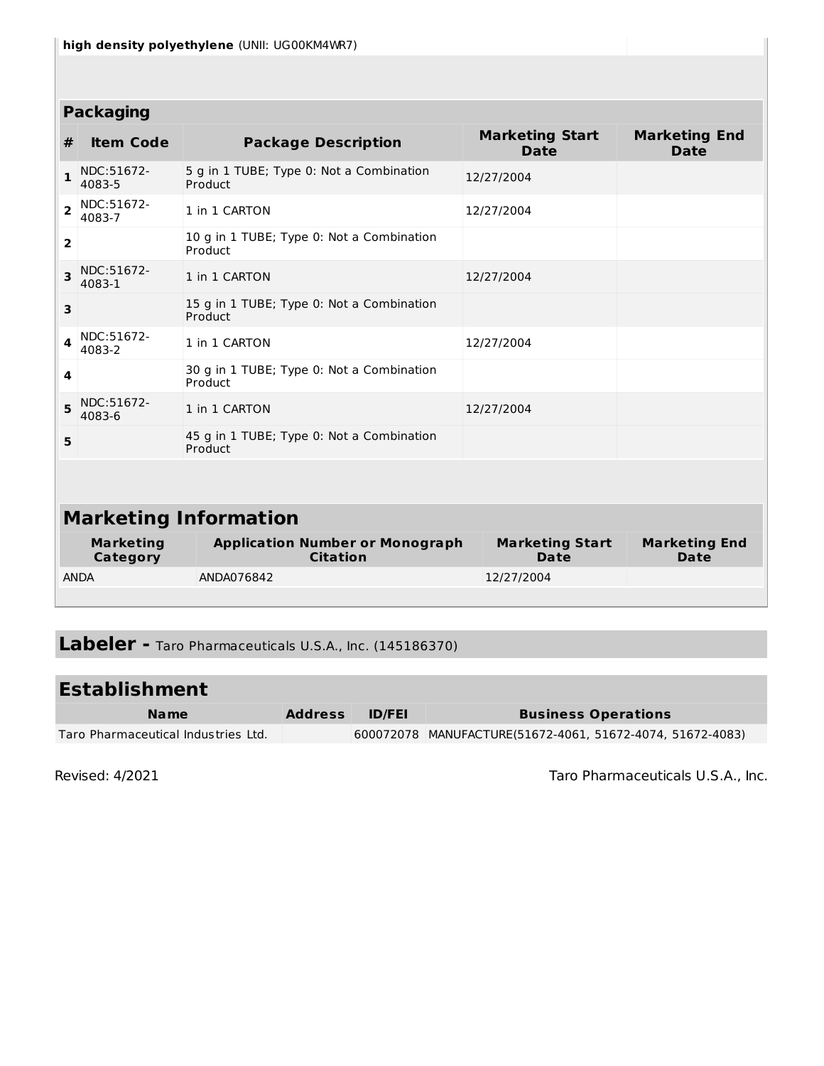| | |
|---|---|
| **high density polyethylene** (UNII: UG00KM4WR7) | |

**Packaging**

| # | Item Code | Package Description | Marketing Start Date | Marketing End Date |
|---|---|---|---|---|
| 1 | NDC:51672-4083-5 | 5 g in 1 TUBE; Type 0: Not a Combination Product | 12/27/2004 | |
| 2 | NDC:51672-4083-7 | 1 in 1 CARTON | 12/27/2004 | |
| 2 | | 10 g in 1 TUBE; Type 0: Not a Combination Product | | |
| 3 | NDC:51672-4083-1 | 1 in 1 CARTON | 12/27/2004 | |
| 3 | | 15 g in 1 TUBE; Type 0: Not a Combination Product | | |
| 4 | NDC:51672-4083-2 | 1 in 1 CARTON | 12/27/2004 | |
| 4 | | 30 g in 1 TUBE; Type 0: Not a Combination Product | | |
| 5 | NDC:51672-4083-6 | 1 in 1 CARTON | 12/27/2004 | |
| 5 | | 45 g in 1 TUBE; Type 0: Not a Combination Product | | |

**Marketing Information**

| Marketing Category | Application Number or Monograph Citation | Marketing Start Date | Marketing End Date |
|---|---|---|---|
| ANDA | ANDA076842 | 12/27/2004 | |

## Labeler - Taro Pharmaceuticals U.S.A., Inc. (145186370)

**Establishment**

| Name | Address | ID/FEI | Business Operations |
|---|---|---|---|
| Taro Pharmaceutical Industries Ltd. | | 600072078 | MANUFACTURE(51672-4061, 51672-4074, 51672-4083) |

Revised: 4/2021

Taro Pharmaceuticals U.S.A., Inc.